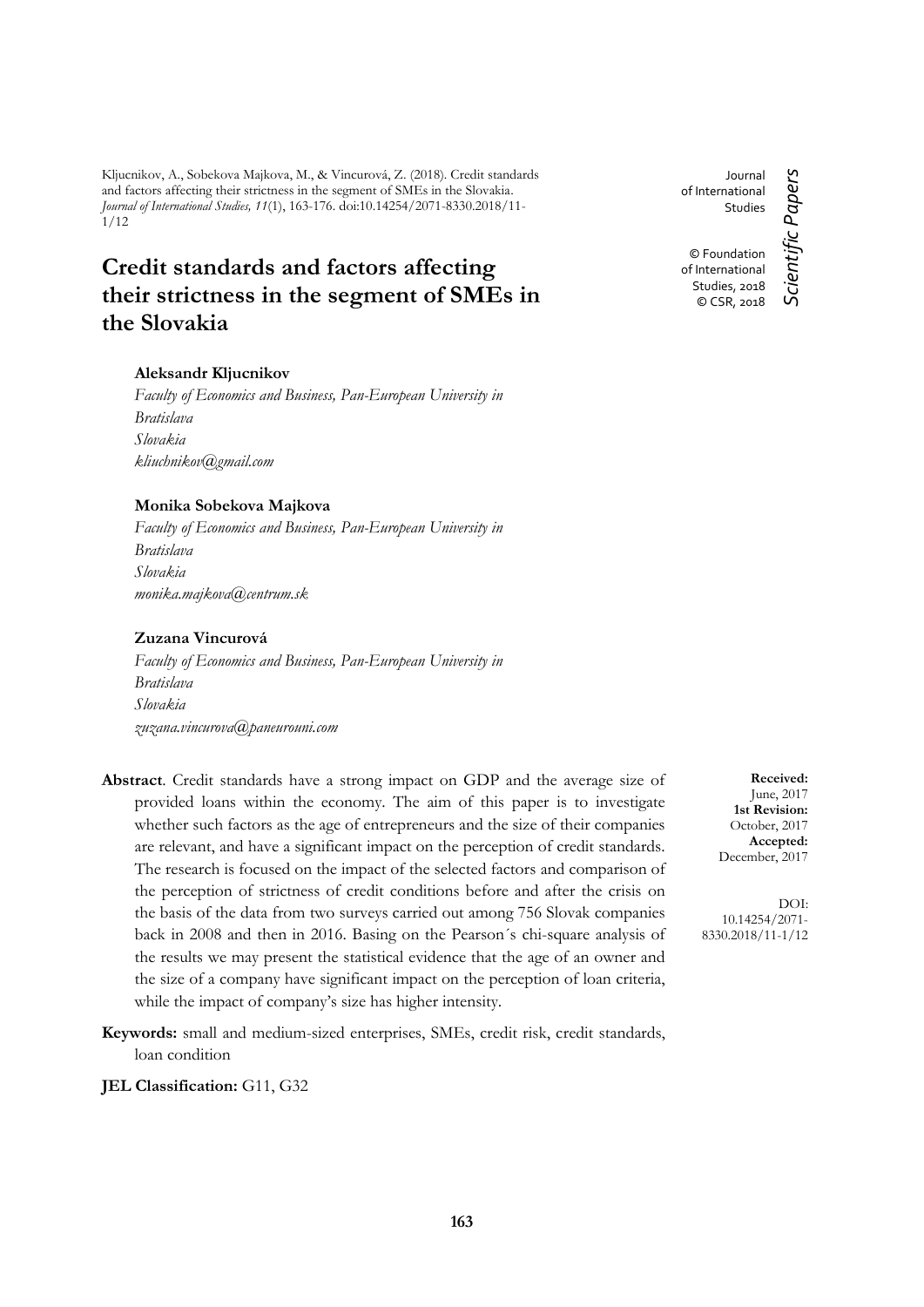Kljucnikov, A., Sobekova Majkova, M., & Vincurová, Z. (2018). Credit standards and factors affecting their strictness in the segment of SMEs in the Slovakia. *Journal of International Studies, 11*(1), 163-176. doi:10.14254/2071-8330.2018/11-1/12

Journal of International Studies

© Foundation of International Studies, 2018
© CSR, 2018

*Scientific Papers*

# Credit standards and factors affecting their strictness in the segment of SMEs in the Slovakia

**Aleksandr Kljucnikov**
*Faculty of Economics and Business, Pan-European University in Bratislava*
*Slovakia*
*kliuchnikov@gmail.com*

**Monika Sobekova Majkova**
*Faculty of Economics and Business, Pan-European University in Bratislava*
*Slovakia*
*monika.majkova@centrum.sk*

**Zuzana Vincurová**
*Faculty of Economics and Business, Pan-European University in Bratislava*
*Slovakia*
*zuzana.vincurova@paneurouni.com*

**Received:** June, 2017
**1st Revision:** October, 2017
**Accepted:** December, 2017

DOI: 10.14254/2071-8330.2018/11-1/12

**Abstract**. Credit standards have a strong impact on GDP and the average size of provided loans within the economy. The aim of this paper is to investigate whether such factors as the age of entrepreneurs and the size of their companies are relevant, and have a significant impact on the perception of credit standards. The research is focused on the impact of the selected factors and comparison of the perception of strictness of credit conditions before and after the crisis on the basis of the data from two surveys carried out among 756 Slovak companies back in 2008 and then in 2016. Basing on the Pearson´s chi-square analysis of the results we may present the statistical evidence that the age of an owner and the size of a company have significant impact on the perception of loan criteria, while the impact of company's size has higher intensity.

**Keywords:** small and medium-sized enterprises, SMEs, credit risk, credit standards, loan condition

**JEL Classification:** G11, G32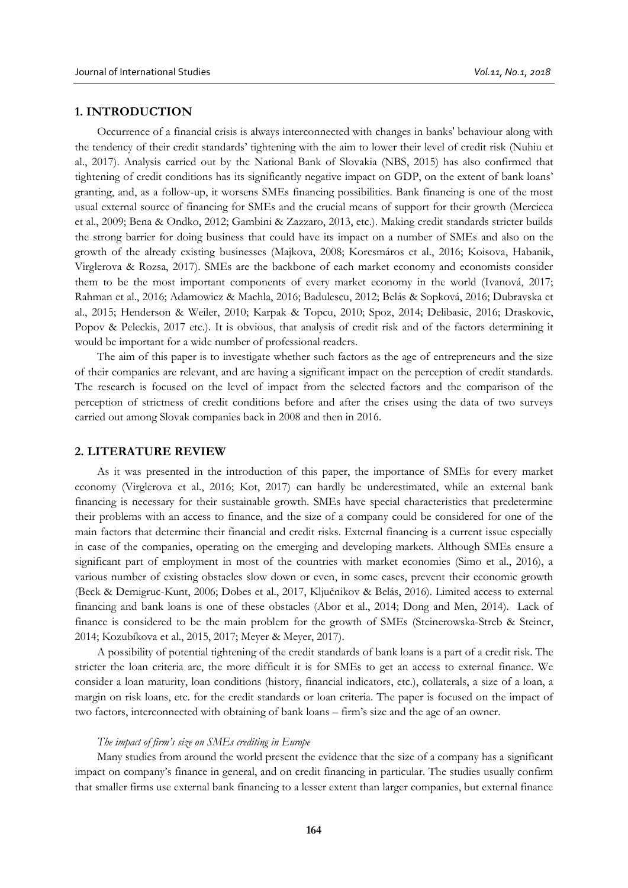## 1. INTRODUCTION

Occurrence of a financial crisis is always interconnected with changes in banks' behaviour along with the tendency of their credit standards' tightening with the aim to lower their level of credit risk (Nuhiu et al., 2017). Analysis carried out by the National Bank of Slovakia (NBS, 2015) has also confirmed that tightening of credit conditions has its significantly negative impact on GDP, on the extent of bank loans' granting, and, as a follow-up, it worsens SMEs financing possibilities. Bank financing is one of the most usual external source of financing for SMEs and the crucial means of support for their growth (Mercieca et al., 2009; Bena & Ondko, 2012; Gambini & Zazzaro, 2013, etc.). Making credit standards stricter builds the strong barrier for doing business that could have its impact on a number of SMEs and also on the growth of the already existing businesses (Majkova, 2008; Korcsmáros et al., 2016; Koisova, Habanik, Virglerova & Rozsa, 2017). SMEs are the backbone of each market economy and economists consider them to be the most important components of every market economy in the world (Ivanová, 2017; Rahman et al., 2016; Adamowicz & Machla, 2016; Badulescu, 2012; Belás & Sopková, 2016; Dubravska et al., 2015; Henderson & Weiler, 2010; Karpak & Topcu, 2010; Spoz, 2014; Delibasic, 2016; Draskovic, Popov & Peleckis, 2017 etc.). It is obvious, that analysis of credit risk and of the factors determining it would be important for a wide number of professional readers.

The aim of this paper is to investigate whether such factors as the age of entrepreneurs and the size of their companies are relevant, and are having a significant impact on the perception of credit standards. The research is focused on the level of impact from the selected factors and the comparison of the perception of strictness of credit conditions before and after the crises using the data of two surveys carried out among Slovak companies back in 2008 and then in 2016.

## 2. LITERATURE REVIEW

As it was presented in the introduction of this paper, the importance of SMEs for every market economy (Virglerova et al., 2016; Kot, 2017) can hardly be underestimated, while an external bank financing is necessary for their sustainable growth. SMEs have special characteristics that predetermine their problems with an access to finance, and the size of a company could be considered for one of the main factors that determine their financial and credit risks. External financing is a current issue especially in case of the companies, operating on the emerging and developing markets. Although SMEs ensure a significant part of employment in most of the countries with market economies (Simo et al., 2016), a various number of existing obstacles slow down or even, in some cases, prevent their economic growth (Beck & Demigruc-Kunt, 2006; Dobes et al., 2017, Ključnikov & Belás, 2016). Limited access to external financing and bank loans is one of these obstacles (Abor et al., 2014; Dong and Men, 2014). Lack of finance is considered to be the main problem for the growth of SMEs (Steinerowska-Streb & Steiner, 2014; Kozubíkova et al., 2015, 2017; Meyer & Meyer, 2017).

A possibility of potential tightening of the credit standards of bank loans is a part of a credit risk. The stricter the loan criteria are, the more difficult it is for SMEs to get an access to external finance. We consider a loan maturity, loan conditions (history, financial indicators, etc.), collaterals, a size of a loan, a margin on risk loans, etc. for the credit standards or loan criteria. The paper is focused on the impact of two factors, interconnected with obtaining of bank loans – firm's size and the age of an owner.

*The impact of firm's size on SMEs crediting in Europe*

Many studies from around the world present the evidence that the size of a company has a significant impact on company's finance in general, and on credit financing in particular. The studies usually confirm that smaller firms use external bank financing to a lesser extent than larger companies, but external finance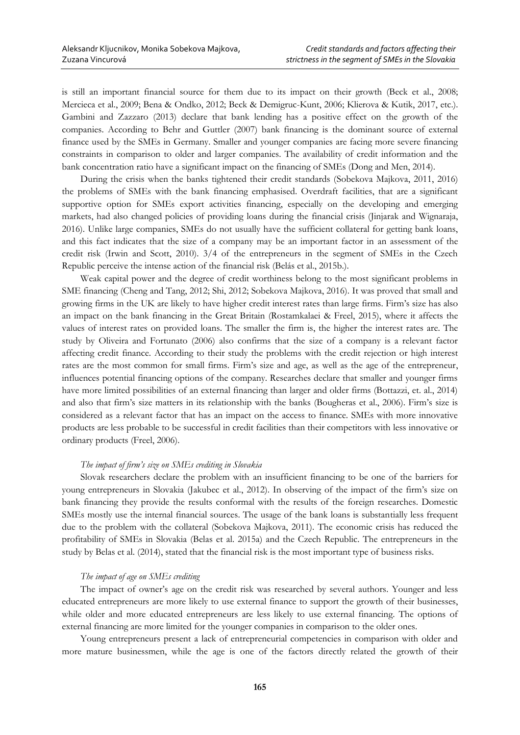is still an important financial source for them due to its impact on their growth (Beck et al., 2008; Mercieca et al., 2009; Bena & Ondko, 2012; Beck & Demigruc-Kunt, 2006; Klierova & Kutik, 2017, etc.). Gambini and Zazzaro (2013) declare that bank lending has a positive effect on the growth of the companies. According to Behr and Guttler (2007) bank financing is the dominant source of external finance used by the SMEs in Germany. Smaller and younger companies are facing more severe financing constraints in comparison to older and larger companies. The availability of credit information and the bank concentration ratio have a significant impact on the financing of SMEs (Dong and Men, 2014).

During the crisis when the banks tightened their credit standards (Sobekova Majkova, 2011, 2016) the problems of SMEs with the bank financing emphasised. Overdraft facilities, that are a significant supportive option for SMEs export activities financing, especially on the developing and emerging markets, had also changed policies of providing loans during the financial crisis (Jinjarak and Wignaraja, 2016). Unlike large companies, SMEs do not usually have the sufficient collateral for getting bank loans, and this fact indicates that the size of a company may be an important factor in an assessment of the credit risk (Irwin and Scott, 2010). 3/4 of the entrepreneurs in the segment of SMEs in the Czech Republic perceive the intense action of the financial risk (Belás et al., 2015b.).

Weak capital power and the degree of credit worthiness belong to the most significant problems in SME financing (Cheng and Tang, 2012; Shi, 2012; Sobekova Majkova, 2016). It was proved that small and growing firms in the UK are likely to have higher credit interest rates than large firms. Firm's size has also an impact on the bank financing in the Great Britain (Rostamkalaei & Freel, 2015), where it affects the values of interest rates on provided loans. The smaller the firm is, the higher the interest rates are. The study by Oliveira and Fortunato (2006) also confirms that the size of a company is a relevant factor affecting credit finance. According to their study the problems with the credit rejection or high interest rates are the most common for small firms. Firm's size and age, as well as the age of the entrepreneur, influences potential financing options of the company. Researches declare that smaller and younger firms have more limited possibilities of an external financing than larger and older firms (Bottazzi, et. al., 2014) and also that firm's size matters in its relationship with the banks (Bougheras et al., 2006). Firm's size is considered as a relevant factor that has an impact on the access to finance. SMEs with more innovative products are less probable to be successful in credit facilities than their competitors with less innovative or ordinary products (Freel, 2006).

*The impact of firm's size on SMEs crediting in Slovakia*

Slovak researchers declare the problem with an insufficient financing to be one of the barriers for young entrepreneurs in Slovakia (Jakubec et al., 2012). In observing of the impact of the firm's size on bank financing they provide the results conformal with the results of the foreign researches. Domestic SMEs mostly use the internal financial sources. The usage of the bank loans is substantially less frequent due to the problem with the collateral (Sobekova Majkova, 2011). The economic crisis has reduced the profitability of SMEs in Slovakia (Belas et al. 2015a) and the Czech Republic. The entrepreneurs in the study by Belas et al. (2014), stated that the financial risk is the most important type of business risks.

*The impact of age on SMEs crediting*

The impact of owner's age on the credit risk was researched by several authors. Younger and less educated entrepreneurs are more likely to use external finance to support the growth of their businesses, while older and more educated entrepreneurs are less likely to use external financing. The options of external financing are more limited for the younger companies in comparison to the older ones.

Young entrepreneurs present a lack of entrepreneurial competencies in comparison with older and more mature businessmen, while the age is one of the factors directly related the growth of their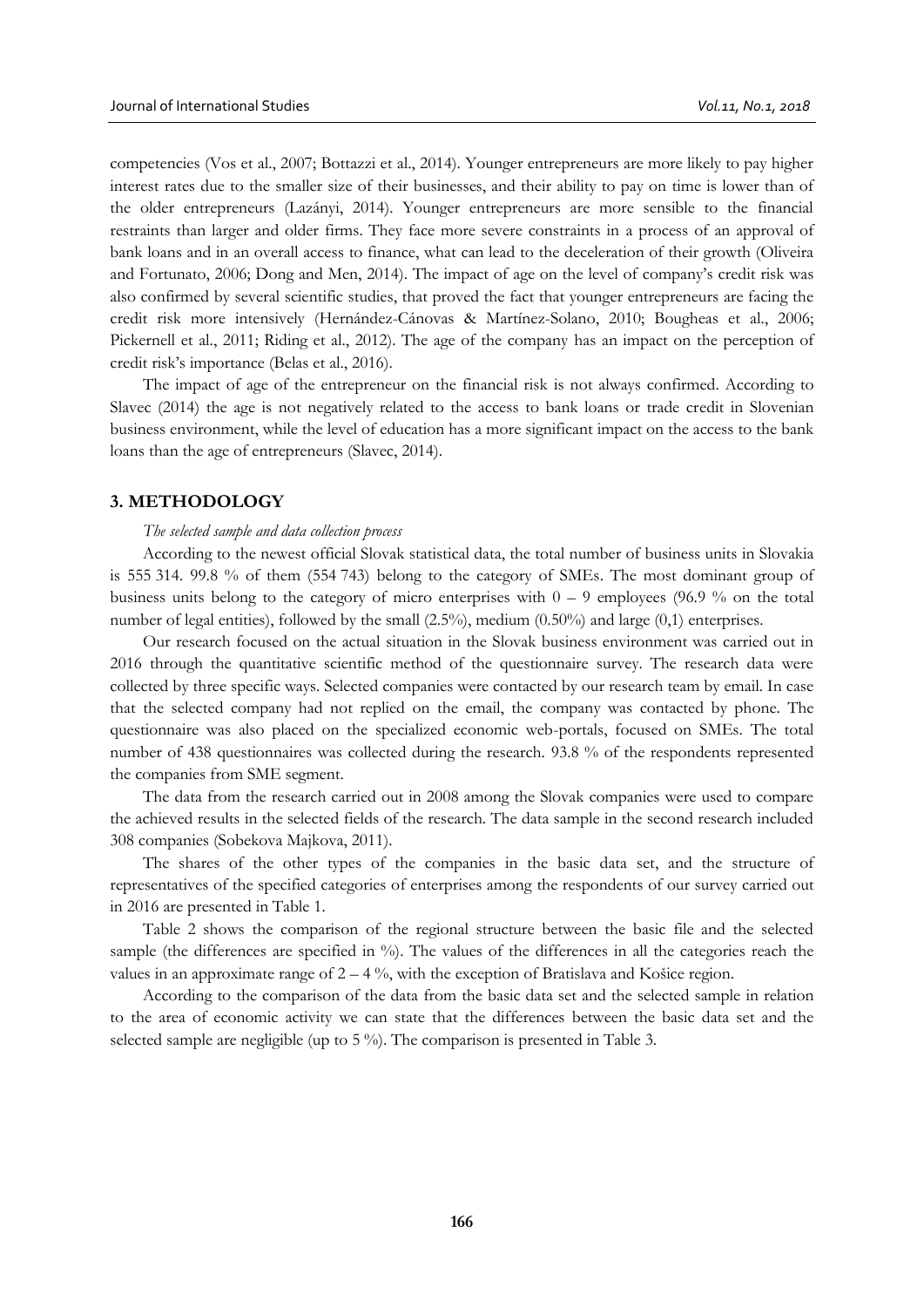competencies (Vos et al., 2007; Bottazzi et al., 2014). Younger entrepreneurs are more likely to pay higher interest rates due to the smaller size of their businesses, and their ability to pay on time is lower than of the older entrepreneurs (Lazányi, 2014). Younger entrepreneurs are more sensible to the financial restraints than larger and older firms. They face more severe constraints in a process of an approval of bank loans and in an overall access to finance, what can lead to the deceleration of their growth (Oliveira and Fortunato, 2006; Dong and Men, 2014). The impact of age on the level of company's credit risk was also confirmed by several scientific studies, that proved the fact that younger entrepreneurs are facing the credit risk more intensively (Hernández-Cánovas & Martínez-Solano, 2010; Bougheas et al., 2006; Pickernell et al., 2011; Riding et al., 2012). The age of the company has an impact on the perception of credit risk's importance (Belas et al., 2016).

The impact of age of the entrepreneur on the financial risk is not always confirmed. According to Slavec (2014) the age is not negatively related to the access to bank loans or trade credit in Slovenian business environment, while the level of education has a more significant impact on the access to the bank loans than the age of entrepreneurs (Slavec, 2014).

## 3. METHODOLOGY

*The selected sample and data collection process*

According to the newest official Slovak statistical data, the total number of business units in Slovakia is 555 314. 99.8 % of them (554 743) belong to the category of SMEs. The most dominant group of business units belong to the category of micro enterprises with 0 – 9 employees (96.9 % on the total number of legal entities), followed by the small (2.5%), medium (0.50%) and large (0,1) enterprises.

Our research focused on the actual situation in the Slovak business environment was carried out in 2016 through the quantitative scientific method of the questionnaire survey. The research data were collected by three specific ways. Selected companies were contacted by our research team by email. In case that the selected company had not replied on the email, the company was contacted by phone. The questionnaire was also placed on the specialized economic web-portals, focused on SMEs. The total number of 438 questionnaires was collected during the research. 93.8 % of the respondents represented the companies from SME segment.

The data from the research carried out in 2008 among the Slovak companies were used to compare the achieved results in the selected fields of the research. The data sample in the second research included 308 companies (Sobekova Majkova, 2011).

The shares of the other types of the companies in the basic data set, and the structure of representatives of the specified categories of enterprises among the respondents of our survey carried out in 2016 are presented in Table 1.

Table 2 shows the comparison of the regional structure between the basic file and the selected sample (the differences are specified in %). The values of the differences in all the categories reach the values in an approximate range of 2 – 4 %, with the exception of Bratislava and Košice region.

According to the comparison of the data from the basic data set and the selected sample in relation to the area of economic activity we can state that the differences between the basic data set and the selected sample are negligible (up to 5 %). The comparison is presented in Table 3.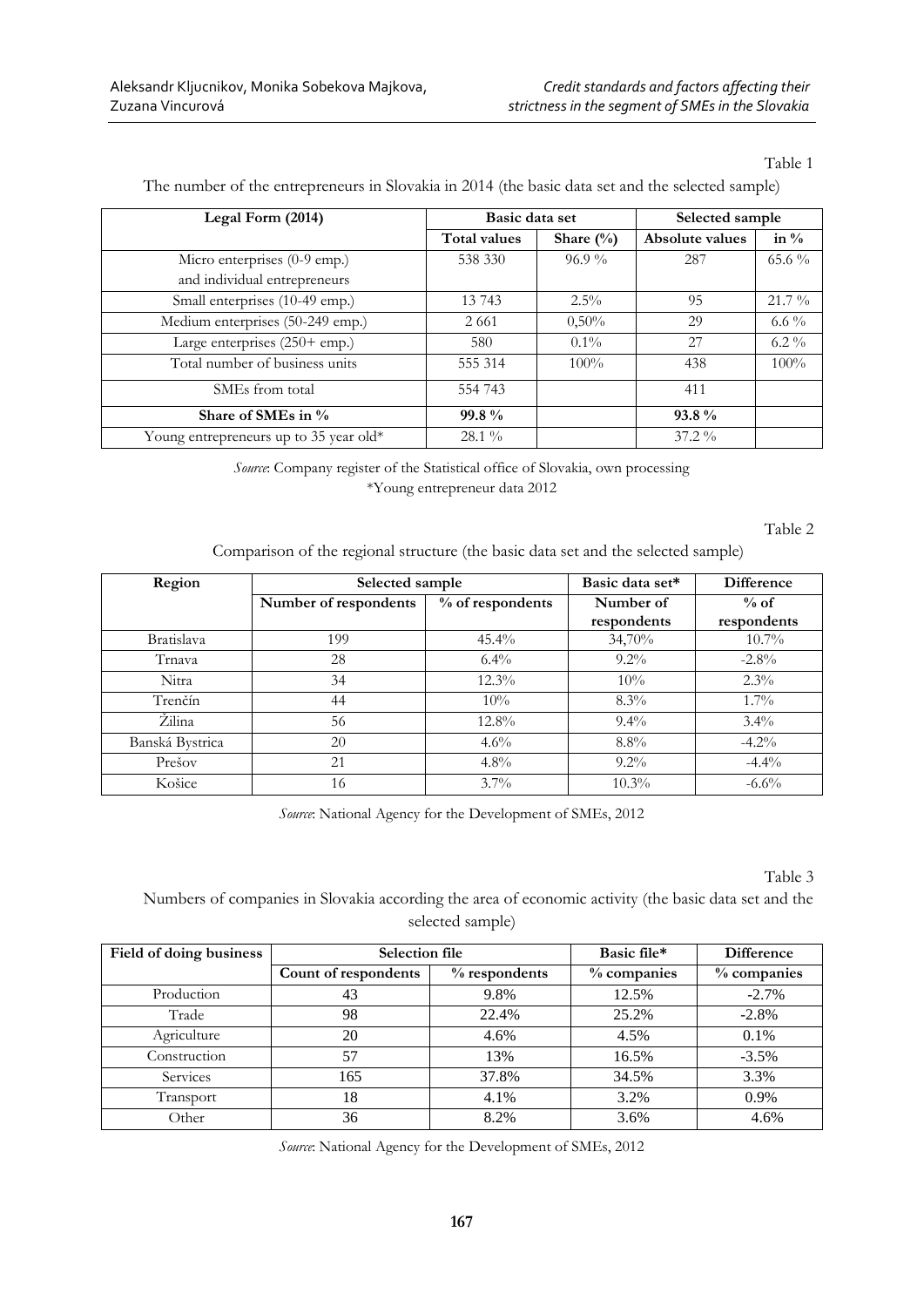Table 1

The number of the entrepreneurs in Slovakia in 2014 (the basic data set and the selected sample)

| Legal Form (2014) | Basic data set | | Selected sample | |
|---|---|---|---|---|
| | Total values | Share (%) | Absolute values | in % |
| Micro enterprises (0-9 emp.) and individual entrepreneurs | 538 330 | 96.9 % | 287 | 65.6 % |
| Small enterprises (10-49 emp.) | 13 743 | 2.5% | 95 | 21.7 % |
| Medium enterprises (50-249 emp.) | 2 661 | 0,50% | 29 | 6.6 % |
| Large enterprises (250+ emp.) | 580 | 0.1% | 27 | 6.2 % |
| Total number of business units | 555 314 | 100% | 438 | 100% |
| SMEs from total | 554 743 | | 411 | |
| **Share of SMEs in %** | **99.8 %** | | **93.8 %** | |
| Young entrepreneurs up to 35 year old* | 28.1 % | | 37.2 % | |

*Source*: Company register of the Statistical office of Slovakia, own processing
*Young entrepreneur data 2012

Table 2

Comparison of the regional structure (the basic data set and the selected sample)

| Region | Selected sample | | Basic data set* | Difference |
|---|---|---|---|---|
| | Number of respondents | % of respondents | Number of respondents | % of respondents |
| Bratislava | 199 | 45.4% | 34,70% | 10.7% |
| Trnava | 28 | 6.4% | 9.2% | -2.8% |
| Nitra | 34 | 12.3% | 10% | 2.3% |
| Trenčín | 44 | 10% | 8.3% | 1.7% |
| Žilina | 56 | 12.8% | 9.4% | 3.4% |
| Banská Bystrica | 20 | 4.6% | 8.8% | -4.2% |
| Prešov | 21 | 4.8% | 9.2% | -4.4% |
| Košice | 16 | 3.7% | 10.3% | -6.6% |

*Source*: National Agency for the Development of SMEs, 2012

Table 3

Numbers of companies in Slovakia according the area of economic activity (the basic data set and the selected sample)

| Field of doing business | Selection file | | Basic file* | Difference |
|---|---|---|---|---|
| | Count of respondents | % respondents | % companies | % companies |
| Production | 43 | 9.8% | 12.5% | -2.7% |
| Trade | 98 | 22.4% | 25.2% | -2.8% |
| Agriculture | 20 | 4.6% | 4.5% | 0.1% |
| Construction | 57 | 13% | 16.5% | -3.5% |
| Services | 165 | 37.8% | 34.5% | 3.3% |
| Transport | 18 | 4.1% | 3.2% | 0.9% |
| Other | 36 | 8.2% | 3.6% | 4.6% |

*Source*: National Agency for the Development of SMEs, 2012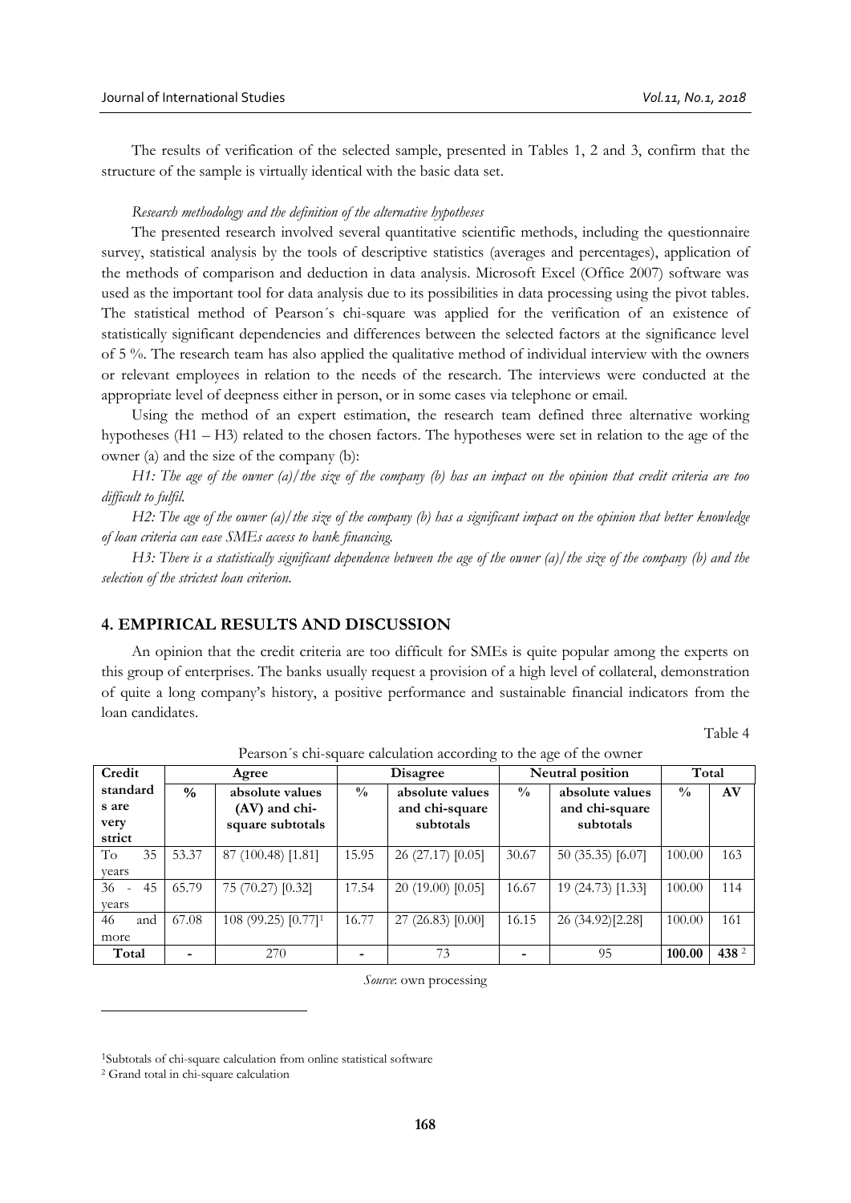The results of verification of the selected sample, presented in Tables 1, 2 and 3, confirm that the structure of the sample is virtually identical with the basic data set.

*Research methodology and the definition of the alternative hypotheses*

The presented research involved several quantitative scientific methods, including the questionnaire survey, statistical analysis by the tools of descriptive statistics (averages and percentages), application of the methods of comparison and deduction in data analysis. Microsoft Excel (Office 2007) software was used as the important tool for data analysis due to its possibilities in data processing using the pivot tables. The statistical method of Pearson´s chi-square was applied for the verification of an existence of statistically significant dependencies and differences between the selected factors at the significance level of 5 %. The research team has also applied the qualitative method of individual interview with the owners or relevant employees in relation to the needs of the research. The interviews were conducted at the appropriate level of deepness either in person, or in some cases via telephone or email.

Using the method of an expert estimation, the research team defined three alternative working hypotheses (H1 – H3) related to the chosen factors. The hypotheses were set in relation to the age of the owner (a) and the size of the company (b):

*H1: The age of the owner (a)/the size of the company (b) has an impact on the opinion that credit criteria are too difficult to fulfil.*

*H2: The age of the owner (a)/the size of the company (b) has a significant impact on the opinion that better knowledge of loan criteria can ease SMEs access to bank financing.*

*H3: There is a statistically significant dependence between the age of the owner (a)/the size of the company (b) and the selection of the strictest loan criterion.*

## 4. EMPIRICAL RESULTS AND DISCUSSION

An opinion that the credit criteria are too difficult for SMEs is quite popular among the experts on this group of enterprises. The banks usually request a provision of a high level of collateral, demonstration of quite a long company's history, a positive performance and sustainable financial indicators from the loan candidates.

Table 4

Pearson´s chi-square calculation according to the age of the owner

| Credit standards are very strict | Agree | | Disagree | | Neutral position | | Total | |
|---|---|---|---|---|---|---|---|---|
| | **%** | **absolute values (AV) and chi-square subtotals** | **%** | **absolute values and chi-square subtotals** | **%** | **absolute values and chi-square subtotals** | **%** | **AV** |
| To 35 years | 53.37 | 87 (100.48) [1.81] | 15.95 | 26 (27.17) [0.05] | 30.67 | 50 (35.35) [6.07] | 100.00 | 163 |
| 36 - 45 years | 65.79 | 75 (70.27) [0.32] | 17.54 | 20 (19.00) [0.05] | 16.67 | 19 (24.73) [1.33] | 100.00 | 114 |
| 46 and more | 67.08 | 108 (99.25) [0.77][1] | 16.77 | 27 (26.83) [0.00] | 16.15 | 26 (34.92)[2.28] | 100.00 | 161 |
| **Total** | - | 270 | - | 73 | - | 95 | **100.00** | **438** [2] |

*Source*: own processing

[1]Subtotals of chi-square calculation from online statistical software

[2] Grand total in chi-square calculation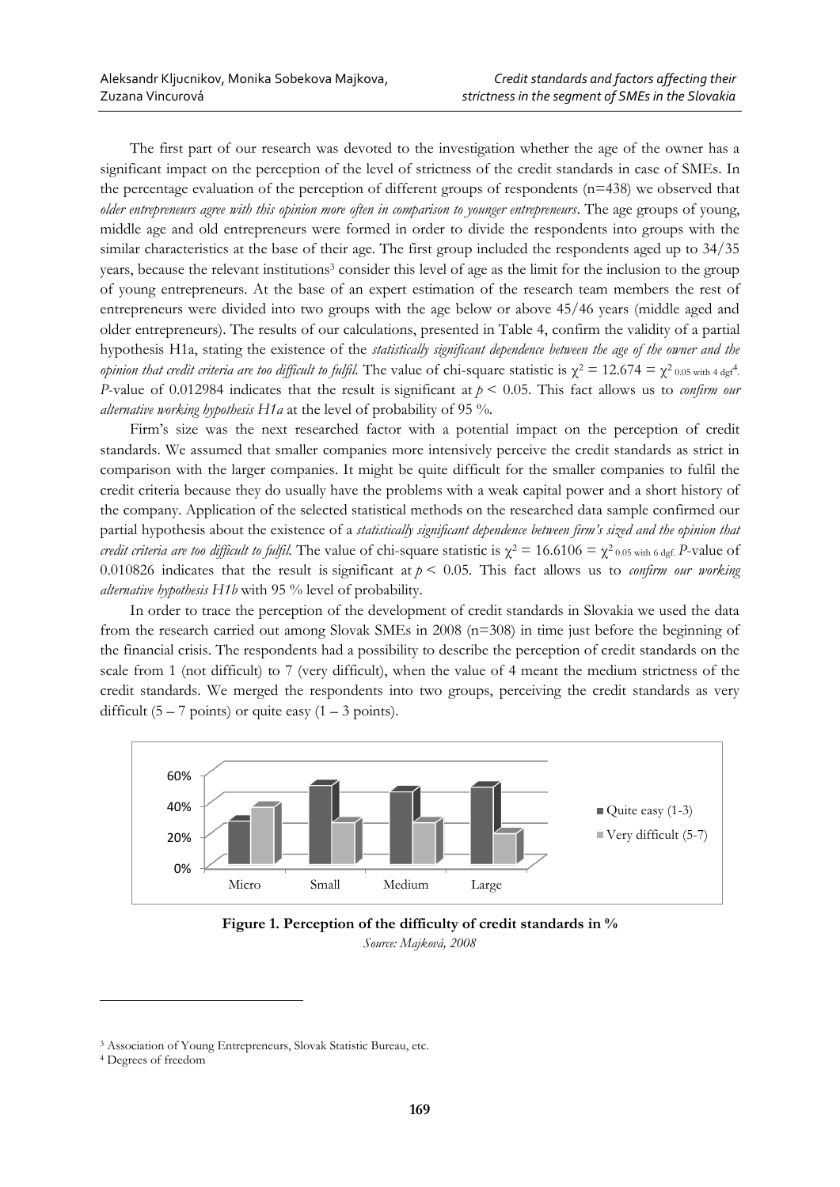The first part of our research was devoted to the investigation whether the age of the owner has a significant impact on the perception of the level of strictness of the credit standards in case of SMEs. In the percentage evaluation of the perception of different groups of respondents (n=438) we observed that *older entrepreneurs agree with this opinion more often in comparison to younger entrepreneurs*. The age groups of young, middle age and old entrepreneurs were formed in order to divide the respondents into groups with the similar characteristics at the base of their age. The first group included the respondents aged up to 34/35 years, because the relevant institutions[3] consider this level of age as the limit for the inclusion to the group of young entrepreneurs. At the base of an expert estimation of the research team members the rest of entrepreneurs were divided into two groups with the age below or above 45/46 years (middle aged and older entrepreneurs). The results of our calculations, presented in Table 4, confirm the validity of a partial hypothesis H1a, stating the existence of the *statistically significant dependence between the age of the owner and the opinion that credit criteria are too difficult to fulfil.* The value of chi-square statistic is $\chi^2 = 12.674 = \chi^2_{0.05 \text{ with } 4 \text{ dgf}}$[4]. *P*-value of 0.012984 indicates that the result is significant at $p < 0.05$. This fact allows us to *confirm our alternative working hypothesis H1a* at the level of probability of 95 %.

Firm's size was the next researched factor with a potential impact on the perception of credit standards. We assumed that smaller companies more intensively perceive the credit standards as strict in comparison with the larger companies. It might be quite difficult for the smaller companies to fulfil the credit criteria because they do usually have the problems with a weak capital power and a short history of the company. Application of the selected statistical methods on the researched data sample confirmed our partial hypothesis about the existence of a *statistically significant dependence between firm's sized and the opinion that credit criteria are too difficult to fulfil.* The value of chi-square statistic is $\chi^2 = 16.6106 = \chi^2_{0.05 \text{ with } 6 \text{ dgf}}$. *P*-value of 0.010826 indicates that the result is significant at $p < 0.05$. This fact allows us to *confirm our working alternative hypothesis H1b* with 95 % level of probability.

In order to trace the perception of the development of credit standards in Slovakia we used the data from the research carried out among Slovak SMEs in 2008 (n=308) in time just before the beginning of the financial crisis. The respondents had a possibility to describe the perception of credit standards on the scale from 1 (not difficult) to 7 (very difficult), when the value of 4 meant the medium strictness of the credit standards. We merged the respondents into two groups, perceiving the credit standards as very difficult (5 – 7 points) or quite easy (1 – 3 points).

**Figure 1. Perception of the difficulty of credit standards in %**

*Source: Majková, 2008*

---

[3] Association of Young Entrepreneurs, Slovak Statistic Bureau, etc.

[4] Degrees of freedom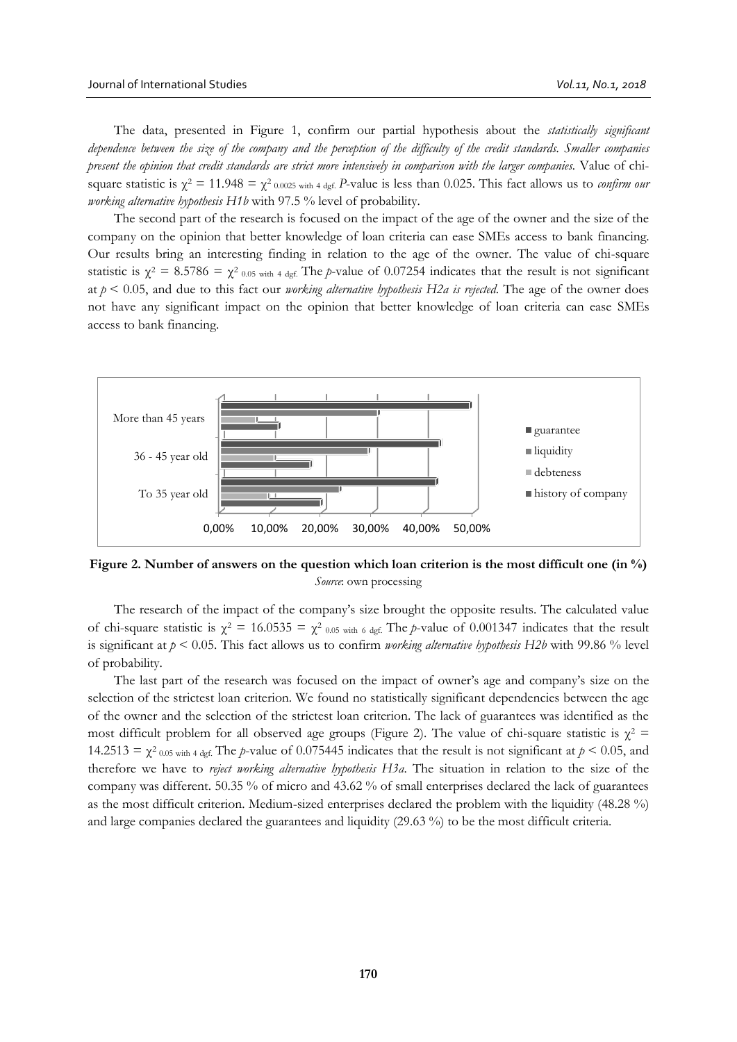The data, presented in Figure 1, confirm our partial hypothesis about the *statistically significant dependence between the size of the company and the perception of the difficulty of the credit standards. Smaller companies present the opinion that credit standards are strict more intensively in comparison with the larger companies.* Value of chi-square statistic is $\chi^2 = 11.948 = \chi^2_{0.0025 \text{ with } 4 \text{ dgf.}}$ *P*-value is less than 0.025. This fact allows us to *confirm our working alternative hypothesis H1b* with 97.5 % level of probability.

The second part of the research is focused on the impact of the age of the owner and the size of the company on the opinion that better knowledge of loan criteria can ease SMEs access to bank financing. Our results bring an interesting finding in relation to the age of the owner. The value of chi-square statistic is $\chi^2 = 8.5786 = \chi^2_{0.05 \text{ with } 4 \text{ dgf.}}$ The *p*-value of 0.07254 indicates that the result is not significant at $p < 0.05$, and due to this fact our *working alternative hypothesis H2a is rejected*. The age of the owner does not have any significant impact on the opinion that better knowledge of loan criteria can ease SMEs access to bank financing.

**Figure 2. Number of answers on the question which loan criterion is the most difficult one (in %)**
*Source*: own processing

The research of the impact of the company's size brought the opposite results. The calculated value of chi-square statistic is $\chi^2 = 16.0535 = \chi^2_{0.05 \text{ with } 6 \text{ dgf.}}$ The *p*-value of 0.001347 indicates that the result is significant at $p < 0.05$. This fact allows us to confirm *working alternative hypothesis H2b* with 99.86 % level of probability.

The last part of the research was focused on the impact of owner's age and company's size on the selection of the strictest loan criterion. We found no statistically significant dependencies between the age of the owner and the selection of the strictest loan criterion. The lack of guarantees was identified as the most difficult problem for all observed age groups (Figure 2). The value of chi-square statistic is $\chi^2 = 14.2513 = \chi^2_{0.05 \text{ with } 4 \text{ dgf.}}$ The *p*-value of 0.075445 indicates that the result is not significant at $p < 0.05$, and therefore we have to *reject working alternative hypothesis H3a*. The situation in relation to the size of the company was different. 50.35 % of micro and 43.62 % of small enterprises declared the lack of guarantees as the most difficult criterion. Medium-sized enterprises declared the problem with the liquidity (48.28 %) and large companies declared the guarantees and liquidity (29.63 %) to be the most difficult criteria.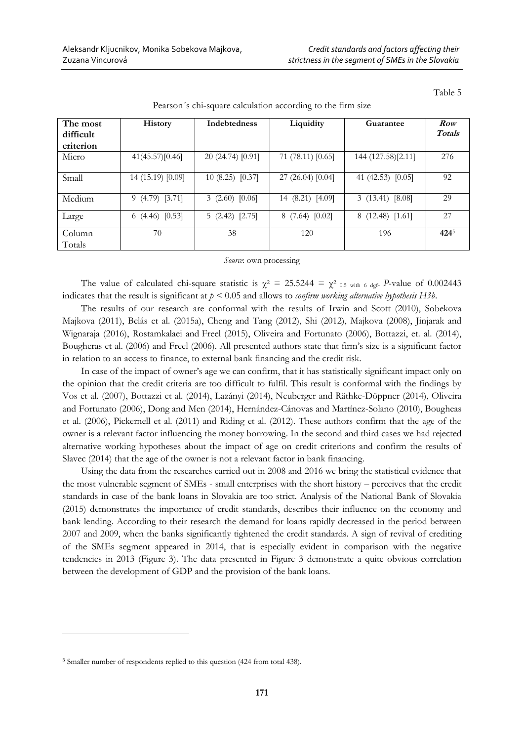Table 5

Pearson´s chi-square calculation according to the firm size

| The most difficult criterion | History | Indebtedness | Liquidity | Guarantee | ***Row Totals*** |
|---|---|---|---|---|---|
| Micro | 41(45.57)[0.46] | 20 (24.74) [0.91] | 71 (78.11) [0.65] | 144 (127.58)[2.11] | 276 |
| Small | 14 (15.19) [0.09] | 10 (8.25) [0.37] | 27 (26.04) [0.04] | 41 (42.53) [0.05] | 92 |
| Medium | 9 (4.79) [3.71] | 3 (2.60) [0.06] | 14 (8.21) [4.09] | 3 (13.41) [8.08] | 29 |
| Large | 6 (4.46) [0.53] | 5 (2.42) [2.75] | 8 (7.64) [0.02] | 8 (12.48) [1.61] | 27 |
| Column Totals | 70 | 38 | 120 | 196 | **424**[5] |

*Source*: own processing

The value of calculated chi-square statistic is $\chi^2 = 25.5244 = \chi^2_{0.5 \text{ with } 6 \text{ dgf}}$. *P*-value of 0.002443 indicates that the result is significant at $p < 0.05$ and allows to *confirm working alternative hypothesis H3b*.

The results of our research are conformal with the results of Irwin and Scott (2010), Sobekova Majkova (2011), Belás et al. (2015a), Cheng and Tang (2012), Shi (2012), Majkova (2008), Jinjarak and Wignaraja (2016), Rostamkalaei and Freel (2015), Oliveira and Fortunato (2006), Bottazzi, et. al. (2014), Bougheras et al. (2006) and Freel (2006). All presented authors state that firm's size is a significant factor in relation to an access to finance, to external bank financing and the credit risk.

In case of the impact of owner's age we can confirm, that it has statistically significant impact only on the opinion that the credit criteria are too difficult to fulfil. This result is conformal with the findings by Vos et al. (2007), Bottazzi et al. (2014), Lazányi (2014), Neuberger and Räthke-Döppner (2014), Oliveira and Fortunato (2006), Dong and Men (2014), Hernández-Cánovas and Martínez-Solano (2010), Bougheas et al. (2006), Pickernell et al. (2011) and Riding et al. (2012). These authors confirm that the age of the owner is a relevant factor influencing the money borrowing. In the second and third cases we had rejected alternative working hypotheses about the impact of age on credit criterions and confirm the results of Slavec (2014) that the age of the owner is not a relevant factor in bank financing.

Using the data from the researches carried out in 2008 and 2016 we bring the statistical evidence that the most vulnerable segment of SMEs - small enterprises with the short history – perceives that the credit standards in case of the bank loans in Slovakia are too strict. Analysis of the National Bank of Slovakia (2015) demonstrates the importance of credit standards, describes their influence on the economy and bank lending. According to their research the demand for loans rapidly decreased in the period between 2007 and 2009, when the banks significantly tightened the credit standards. A sign of revival of crediting of the SMEs segment appeared in 2014, that is especially evident in comparison with the negative tendencies in 2013 (Figure 3). The data presented in Figure 3 demonstrate a quite obvious correlation between the development of GDP and the provision of the bank loans.

[5] Smaller number of respondents replied to this question (424 from total 438).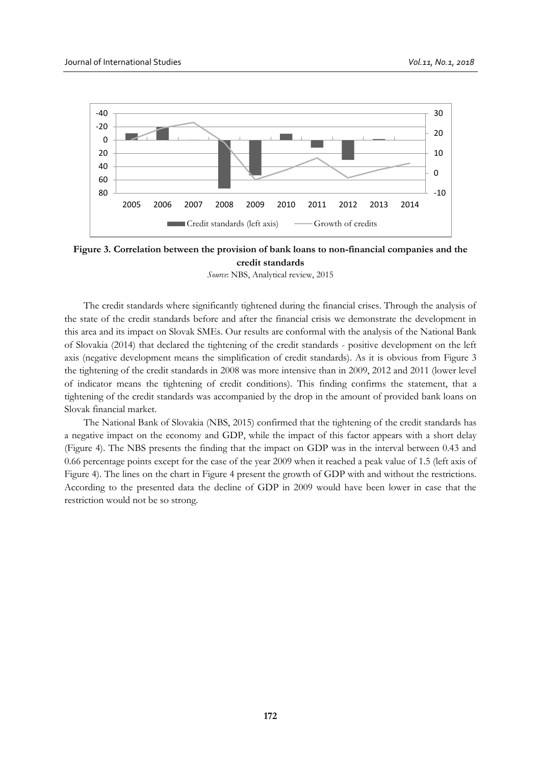**Figure 3. Correlation between the provision of bank loans to non-financial companies and the credit standards**

*Source*: NBS, Analytical review, 2015

The credit standards where significantly tightened during the financial crises. Through the analysis of the state of the credit standards before and after the financial crisis we demonstrate the development in this area and its impact on Slovak SMEs. Our results are conformal with the analysis of the National Bank of Slovakia (2014) that declared the tightening of the credit standards - positive development on the left axis (negative development means the simplification of credit standards). As it is obvious from Figure 3 the tightening of the credit standards in 2008 was more intensive than in 2009, 2012 and 2011 (lower level of indicator means the tightening of credit conditions). This finding confirms the statement, that a tightening of the credit standards was accompanied by the drop in the amount of provided bank loans on Slovak financial market.

The National Bank of Slovakia (NBS, 2015) confirmed that the tightening of the credit standards has a negative impact on the economy and GDP, while the impact of this factor appears with a short delay (Figure 4). The NBS presents the finding that the impact on GDP was in the interval between 0.43 and 0.66 percentage points except for the case of the year 2009 when it reached a peak value of 1.5 (left axis of Figure 4). The lines on the chart in Figure 4 present the growth of GDP with and without the restrictions. According to the presented data the decline of GDP in 2009 would have been lower in case that the restriction would not be so strong.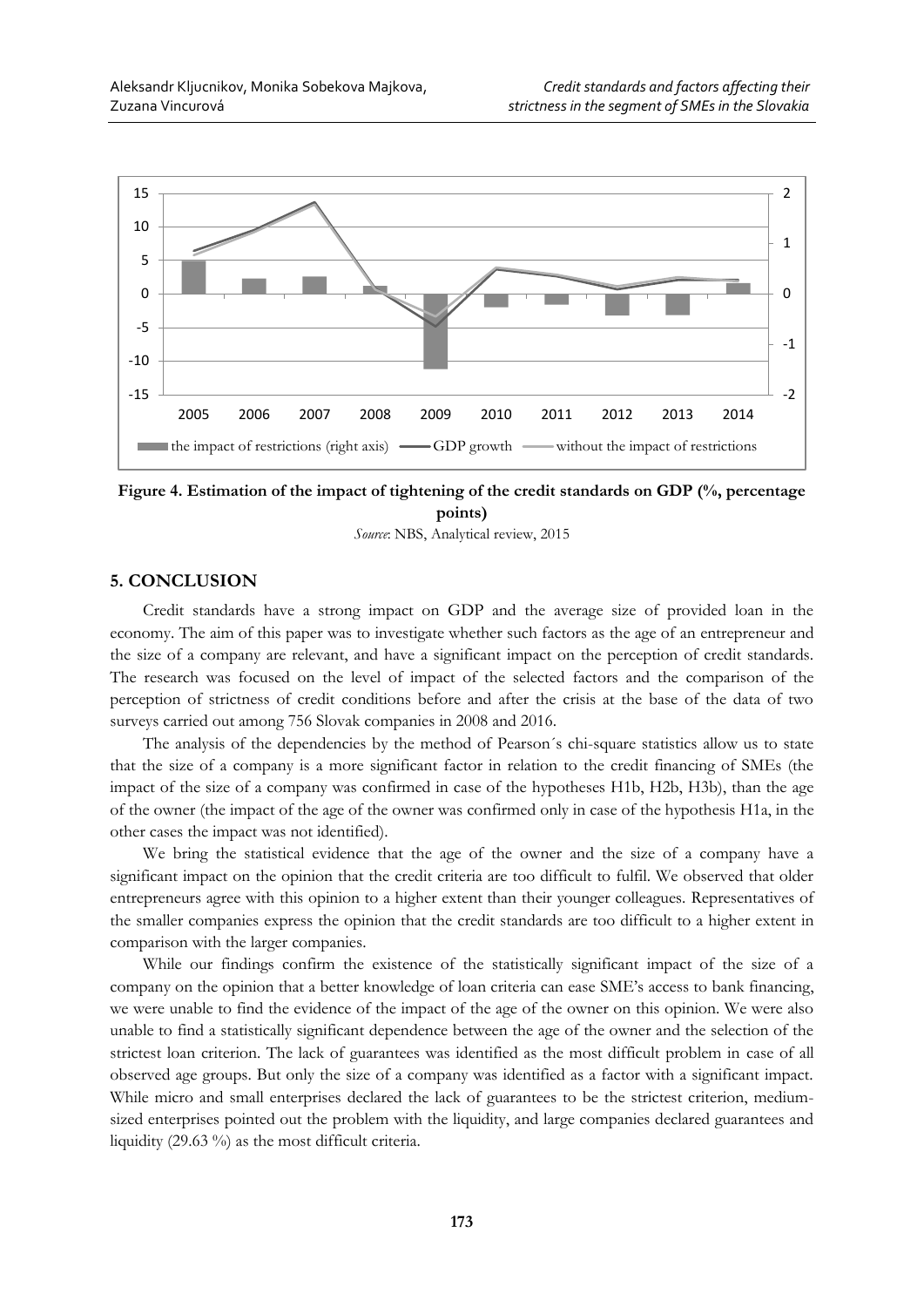**Figure 4. Estimation of the impact of tightening of the credit standards on GDP (%, percentage points)**

*Source*: NBS, Analytical review, 2015

## 5. CONCLUSION

Credit standards have a strong impact on GDP and the average size of provided loan in the economy. The aim of this paper was to investigate whether such factors as the age of an entrepreneur and the size of a company are relevant, and have a significant impact on the perception of credit standards. The research was focused on the level of impact of the selected factors and the comparison of the perception of strictness of credit conditions before and after the crisis at the base of the data of two surveys carried out among 756 Slovak companies in 2008 and 2016.

The analysis of the dependencies by the method of Pearson´s chi-square statistics allow us to state that the size of a company is a more significant factor in relation to the credit financing of SMEs (the impact of the size of a company was confirmed in case of the hypotheses H1b, H2b, H3b), than the age of the owner (the impact of the age of the owner was confirmed only in case of the hypothesis H1a, in the other cases the impact was not identified).

We bring the statistical evidence that the age of the owner and the size of a company have a significant impact on the opinion that the credit criteria are too difficult to fulfil. We observed that older entrepreneurs agree with this opinion to a higher extent than their younger colleagues. Representatives of the smaller companies express the opinion that the credit standards are too difficult to a higher extent in comparison with the larger companies.

While our findings confirm the existence of the statistically significant impact of the size of a company on the opinion that a better knowledge of loan criteria can ease SME's access to bank financing, we were unable to find the evidence of the impact of the age of the owner on this opinion. We were also unable to find a statistically significant dependence between the age of the owner and the selection of the strictest loan criterion. The lack of guarantees was identified as the most difficult problem in case of all observed age groups. But only the size of a company was identified as a factor with a significant impact. While micro and small enterprises declared the lack of guarantees to be the strictest criterion, medium-sized enterprises pointed out the problem with the liquidity, and large companies declared guarantees and liquidity (29.63 %) as the most difficult criteria.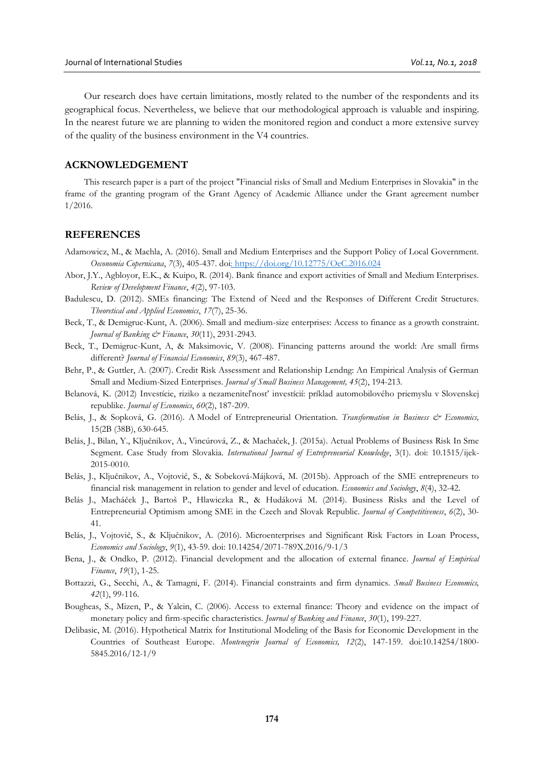Our research does have certain limitations, mostly related to the number of the respondents and its geographical focus. Nevertheless, we believe that our methodological approach is valuable and inspiring. In the nearest future we are planning to widen the monitored region and conduct a more extensive survey of the quality of the business environment in the V4 countries.

## ACKNOWLEDGEMENT

This research paper is a part of the project "Financial risks of Small and Medium Enterprises in Slovakia" in the frame of the granting program of the Grant Agency of Academic Alliance under the Grant agreement number 1/2016.

## REFERENCES

Adamowicz, M., & Machla, A. (2016). Small and Medium Enterprises and the Support Policy of Local Government. *Oeconomia Copernicana*, *7*(3), 405-437. doi: https://doi.org/10.12775/OeC.2016.024

Abor, J.Y., Agbloyor, E.K., & Kuipo, R. (2014). Bank finance and export activities of Small and Medium Enterprises. *Review of Development Finance*, *4*(2), 97-103.

Badulescu, D. (2012). SMEs financing: The Extend of Need and the Responses of Different Credit Structures. *Theoretical and Applied Economics*, *17*(7), 25-36.

Beck, T., & Demigruc-Kunt, A. (2006). Small and medium-size enterprises: Access to finance as a growth constraint. *Journal of Banking & Finance*, *30*(11), 2931-2943.

Beck, T., Demigruc-Kunt, A, & Maksimovic, V. (2008). Financing patterns around the world: Are small firms different? *Journal of Financial Economics*, *89*(3), 467-487.

Behr, P., & Guttler, A. (2007). Credit Risk Assessment and Relationship Lendng: An Empirical Analysis of German Small and Medium-Sized Enterprises. *Journal of Small Business Management, 45*(2), 194-213.

Belanová, K. (2012) Investície, riziko a nezameniteľnosť investícií: príklad automobilového priemyslu v Slovenskej republike. *Journal of Economics*, *60*(2), 187-209.

Belás, J., & Sopková, G. (2016). A Model of Entrepreneurial Orientation. *Transformation in Business & Economics,* 15(2B (38B), 630-645.

Belás, J., Bilan, Y., Ključnikov, A., Vincúrová, Z., & Machaček, J. (2015a). Actual Problems of Business Risk In Sme Segment. Case Study from Slovakia. *International Journal of Entrepreneurial Knowledge*, 3(1). doi: 10.1515/ijek-2015-0010.

Belás, J., Ključnikov, A., Vojtovič, S., & Sobeková-Májková, M. (2015b). Approach of the SME entrepreneurs to financial risk management in relation to gender and level of education. *Economics and Sociology*, *8*(4), 32-42.

Belás J., Macháček J., Bartoš P., Hlawiczka R., & Hudáková M. (2014). Business Risks and the Level of Entrepreneurial Optimism among SME in the Czech and Slovak Republic. *Journal of Competitiveness*, *6*(2), 30-41.

Belás, J., Vojtovič, S., & Ključnikov, A. (2016). Microenterprises and Significant Risk Factors in Loan Process, *Economics and Sociology*, *9*(1), 43-59. doi: 10.14254/2071-789X.2016/9-1/3

Bena, J., & Ondko, P. (2012). Financial development and the allocation of external finance. *Journal of Empirical Finance*, *19*(1), 1-25.

Bottazzi, G., Secchi, A., & Tamagni, F. (2014). Financial constraints and firm dynamics. *Small Business Economics, 42*(1), 99-116.

Bougheas, S., Mizen, P., & Yalcin, C. (2006). Access to external finance: Theory and evidence on the impact of monetary policy and firm-specific characteristics. *Journal of Banking and Finance*, *30*(1), 199-227.

Delibasic, M. (2016). Hypothetical Matrix for Institutional Modeling of the Basis for Economic Development in the Countries of Southeast Europe. *Montenegrin Journal of Economics, 12*(2), 147-159. doi:10.14254/1800-5845.2016/12-1/9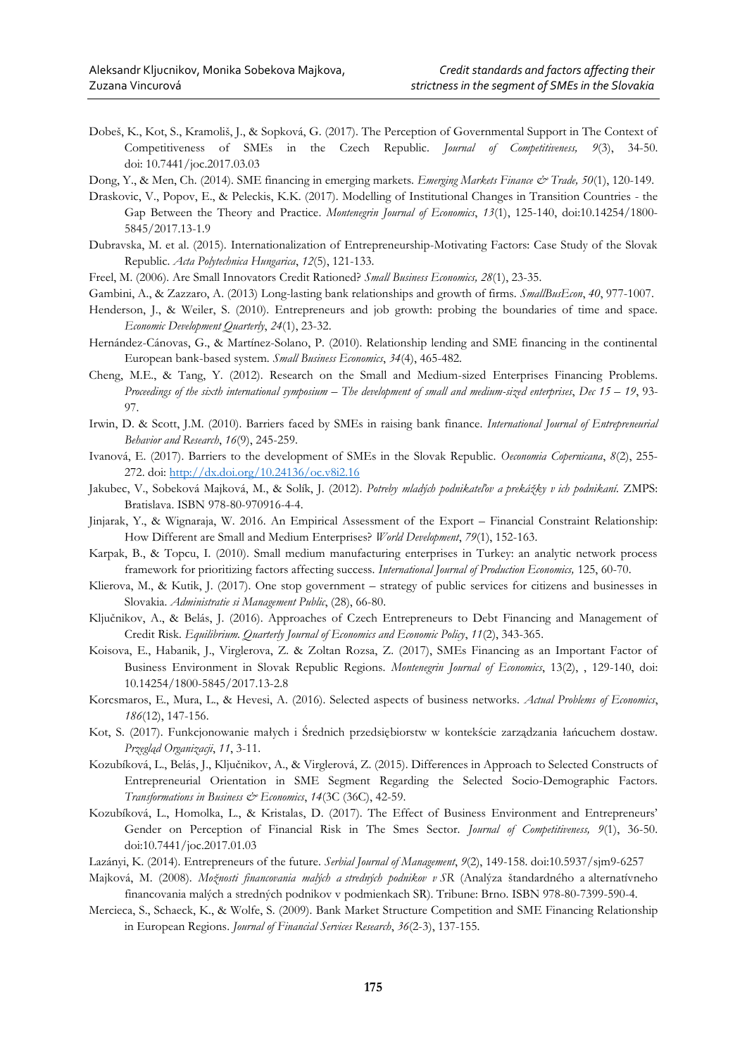Dobeš, K., Kot, S., Kramoliš, J., & Sopková, G. (2017). The Perception of Governmental Support in The Context of Competitiveness of SMEs in the Czech Republic. *Journal of Competitiveness, 9*(3), 34-50. doi: 10.7441/joc.2017.03.03

Dong, Y., & Men, Ch. (2014). SME financing in emerging markets. *Emerging Markets Finance & Trade, 50*(1), 120-149.

Draskovic, V., Popov, E., & Peleckis, K.K. (2017). Modelling of Institutional Changes in Transition Countries - the Gap Between the Theory and Practice. *Montenegrin Journal of Economics*, *13*(1), 125-140, doi:10.14254/1800-5845/2017.13-1.9

Dubravska, M. et al. (2015). Internationalization of Entrepreneurship-Motivating Factors: Case Study of the Slovak Republic. *Acta Polytechnica Hungarica*, *12*(5), 121-133.

Freel, M. (2006). Are Small Innovators Credit Rationed? *Small Business Economics, 28*(1), 23-35.

Gambini, A., & Zazzaro, A. (2013) Long-lasting bank relationships and growth of firms. *SmallBusEcon*, *40*, 977-1007.

Henderson, J., & Weiler, S. (2010). Entrepreneurs and job growth: probing the boundaries of time and space. *Economic Development Quarterly*, *24*(1), 23-32.

Hernández-Cánovas, G., & Martínez-Solano, P. (2010). Relationship lending and SME financing in the continental European bank-based system. *Small Business Economics*, *34*(4), 465-482.

Cheng, M.E., & Tang, Y. (2012). Research on the Small and Medium-sized Enterprises Financing Problems. *Proceedings of the sixth international symposium – The development of small and medium-sized enterprises*, *Dec 15 – 19*, 93-97.

Irwin, D. & Scott, J.M. (2010). Barriers faced by SMEs in raising bank finance. *International Journal of Entrepreneurial Behavior and Research*, *16*(9), 245-259.

Ivanová, E. (2017). Barriers to the development of SMEs in the Slovak Republic. *Oeconomia Copernicana*, *8*(2), 255-272. doi: http://dx.doi.org/10.24136/oc.v8i2.16

Jakubec, V., Sobeková Majková, M., & Solík, J. (2012). *Potreby mladých podnikateľov a prekážky v ich podnikaní*. ZMPS: Bratislava. ISBN 978-80-970916-4-4.

Jinjarak, Y., & Wignaraja, W. 2016. An Empirical Assessment of the Export – Financial Constraint Relationship: How Different are Small and Medium Enterprises? *World Development*, *79*(1), 152-163.

Karpak, B., & Topcu, I. (2010). Small medium manufacturing enterprises in Turkey: an analytic network process framework for prioritizing factors affecting success. *International Journal of Production Economics,* 125, 60-70.

Klierova, M., & Kutik, J. (2017). One stop government – strategy of public services for citizens and businesses in Slovakia. *Administratie si Management Public*, (28), 66-80.

Ključnikov, A., & Belás, J. (2016). Approaches of Czech Entrepreneurs to Debt Financing and Management of Credit Risk. *Equilibrium. Quarterly Journal of Economics and Economic Policy*, *11*(2), 343-365.

Koisova, E., Habanik, J., Virglerova, Z. & Zoltan Rozsa, Z. (2017), SMEs Financing as an Important Factor of Business Environment in Slovak Republic Regions. *Montenegrin Journal of Economics*, 13(2), , 129-140, doi: 10.14254/1800-5845/2017.13-2.8

Korcsmaros, E., Mura, L., & Hevesi, A. (2016). Selected aspects of business networks. *Actual Problems of Economics*, *186*(12), 147-156.

Kot, S. (2017). Funkcjonowanie małych i Średnich przedsiębiorstw w kontekście zarządzania łańcuchem dostaw. *Przegląd Organizacji*, *11*, 3-11.

Kozubíková, L., Belás, J., Ključnikov, A., & Virglerová, Z. (2015). Differences in Approach to Selected Constructs of Entrepreneurial Orientation in SME Segment Regarding the Selected Socio-Demographic Factors. *Transformations in Business & Economics*, *14*(3C (36C), 42-59.

Kozubíková, L., Homolka, L., & Kristalas, D. (2017). The Effect of Business Environment and Entrepreneurs' Gender on Perception of Financial Risk in The Smes Sector. *Journal of Competitiveness, 9*(1), 36-50. doi:10.7441/joc.2017.01.03

Lazányi, K. (2014). Entrepreneurs of the future. *Serbial Journal of Management*, *9*(2), 149-158. doi:10.5937/sjm9-6257

Majková, M. (2008). *Možnosti financovania malých a stredných podnikov v SR* (Analýza štandardného a alternatívneho financovania malých a stredných podnikov v podmienkach SR). Tribune: Brno. ISBN 978-80-7399-590-4.

Mercieca, S., Schaeck, K., & Wolfe, S. (2009). Bank Market Structure Competition and SME Financing Relationship in European Regions. *Journal of Financial Services Research*, *36*(2-3), 137-155.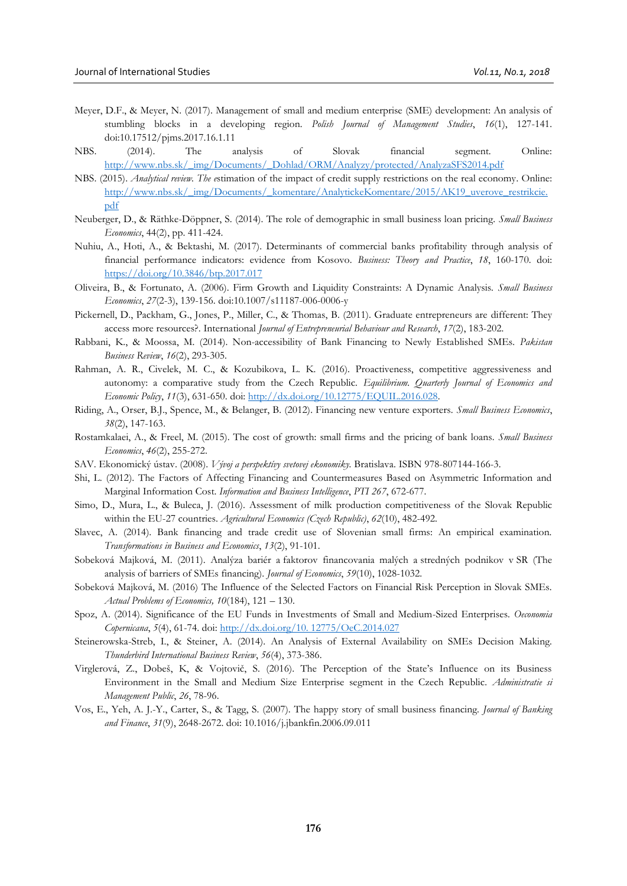Meyer, D.F., & Meyer, N. (2017). Management of small and medium enterprise (SME) development: An analysis of stumbling blocks in a developing region. *Polish Journal of Management Studies*, *16*(1), 127-141. doi:10.17512/pjms.2017.16.1.11

NBS. (2014). The analysis of Slovak financial segment. Online: http://www.nbs.sk/_img/Documents/_Dohlad/ORM/Analyzy/protected/AnalyzaSFS2014.pdf

NBS. (2015). *Analytical review. The e*stimation of the impact of credit supply restrictions on the real economy. Online: http://www.nbs.sk/_img/Documents/_komentare/AnalytickeKomentare/2015/AK19_uverove_restrikcie.pdf

Neuberger, D., & Räthke-Döppner, S. (2014). The role of demographic in small business loan pricing. *Small Business Economics*, 44(2), pp. 411-424.

Nuhiu, A., Hoti, A., & Bektashi, M. (2017). Determinants of commercial banks profitability through analysis of financial performance indicators: evidence from Kosovo. *Business: Theory and Practice*, *18*, 160-170. doi: https://doi.org/10.3846/btp.2017.017

Oliveira, B., & Fortunato, A. (2006). Firm Growth and Liquidity Constraints: A Dynamic Analysis. *Small Business Economics*, *27*(2-3), 139-156. doi:10.1007/s11187-006-0006-y

Pickernell, D., Packham, G., Jones, P., Miller, C., & Thomas, B. (2011). Graduate entrepreneurs are different: They access more resources?. International *Journal of Entrepreneurial Behaviour and Research*, *17*(2), 183-202.

Rabbani, K., & Moossa, M. (2014). Non-accessibility of Bank Financing to Newly Established SMEs. *Pakistan Business Review*, *16*(2), 293-305.

Rahman, A. R., Civelek, M. C., & Kozubikova, L. K. (2016). Proactiveness, competitive aggressiveness and autonomy: a comparative study from the Czech Republic. *Equilibrium. Quarterly Journal of Economics and Economic Policy*, *11*(3), 631-650. doi: http://dx.doi.org/10.12775/EQUIL.2016.028.

Riding, A., Orser, B.J., Spence, M., & Belanger, B. (2012). Financing new venture exporters. *Small Business Economics*, *38*(2), 147-163.

Rostamkalaei, A., & Freel, M. (2015). The cost of growth: small firms and the pricing of bank loans. *Small Business Economics*, *46*(2), 255-272.

SAV. Ekonomický ústav. (2008). *Vývoj a perspektívy svetovej ekonomiky*. Bratislava. ISBN 978-807144-166-3.

Shi, L. (2012). The Factors of Affecting Financing and Countermeasures Based on Asymmetric Information and Marginal Information Cost. *Information and Business Intelligence*, *PTI 267*, 672-677.

Simo, D., Mura, L., & Buleca, J. (2016). Assessment of milk production competitiveness of the Slovak Republic within the EU-27 countries. *Agricultural Economics (Czech Republic)*, *62*(10), 482-492.

Slavec, A. (2014). Bank financing and trade credit use of Slovenian small firms: An empirical examination. *Transformations in Business and Economics*, *13*(2), 91-101.

Sobeková Majková, M. (2011). Analýza bariér a faktorov financovania malých a stredných podnikov v SR (The analysis of barriers of SMEs financing). *Journal of Economics*, *59*(10), 1028-1032.

Sobeková Majková, M. (2016) The Influence of the Selected Factors on Financial Risk Perception in Slovak SMEs. *Actual Problems of Economics, 10*(184), 121 – 130.

Spoz, A. (2014). Significance of the EU Funds in Investments of Small and Medium-Sized Enterprises. *Oeconomia Copernicana*, *5*(4), 61-74. doi: http://dx.doi.org/10. 12775/OeC.2014.027

Steinerowska-Streb, I., & Steiner, A. (2014). An Analysis of External Availability on SMEs Decision Making. *Thunderbird International Business Review*, *56*(4), 373-386.

Virglerová, Z., Dobeš, K, & Vojtovič, S. (2016). The Perception of the State's Influence on its Business Environment in the Small and Medium Size Enterprise segment in the Czech Republic. *Administratie si Management Public*, *26*, 78-96.

Vos, E., Yeh, A. J.-Y., Carter, S., & Tagg, S. (2007). The happy story of small business financing. *Journal of Banking and Finance*, *31*(9), 2648-2672. doi: 10.1016/j.jbankfin.2006.09.011